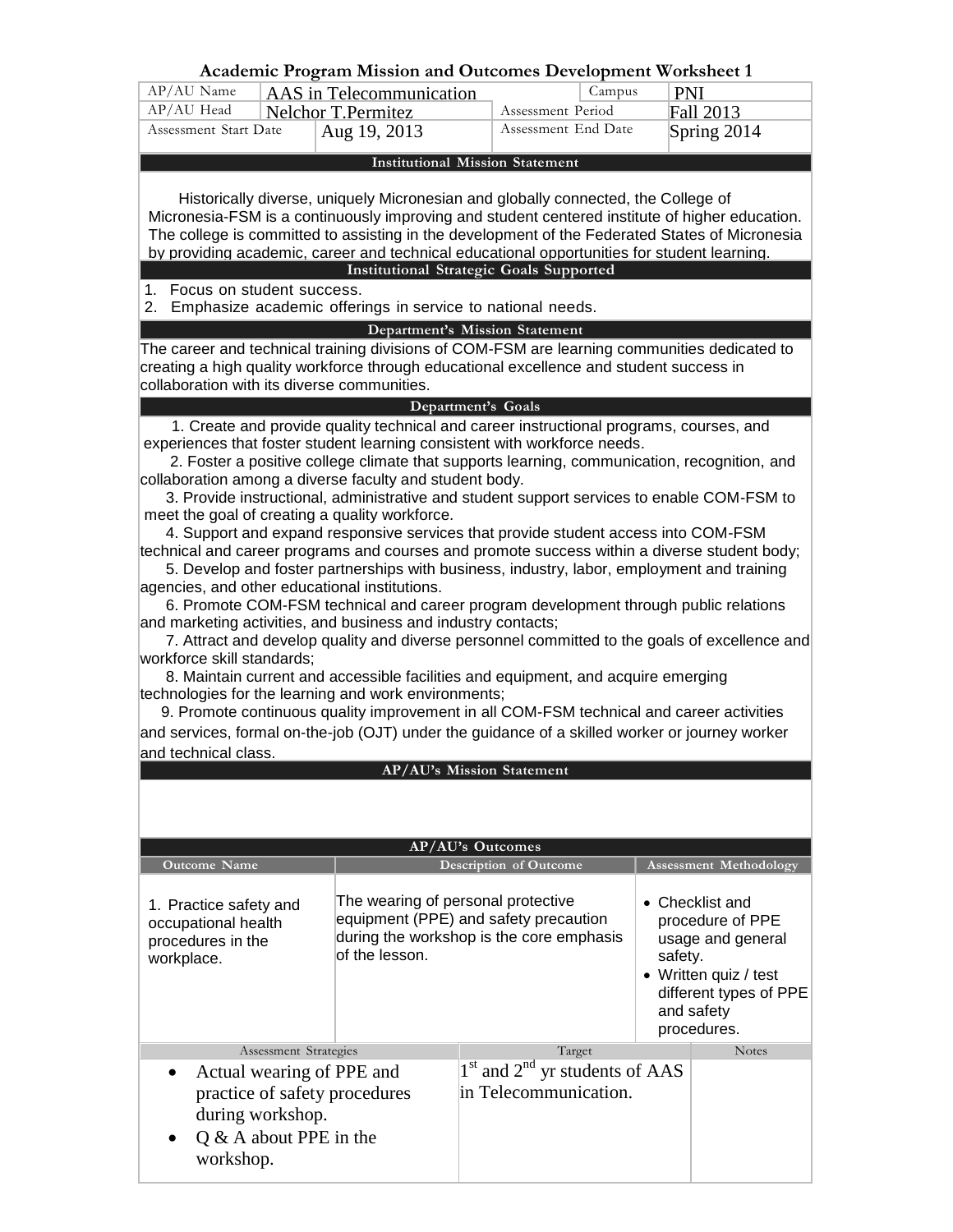# Academic Program Mission and Outcomes Development Worksheet 1

| AP/AU Name | AAS in Telecommunication | Campus | PNI |
|---|---|---|---|
| AP/AU Head | Nelchor T.Permitez | Assessment Period | Fall 2013 |
| Assessment Start Date | Aug 19, 2013 | Assessment End Date | Spring 2014 |

## Institutional Mission Statement

Historically diverse, uniquely Micronesian and globally connected, the College of Micronesia-FSM is a continuously improving and student centered institute of higher education. The college is committed to assisting in the development of the Federated States of Micronesia by providing academic, career and technical educational opportunities for student learning.

## Institutional Strategic Goals Supported

1. Focus on student success.
2. Emphasize academic offerings in service to national needs.

## Department's Mission Statement

The career and technical training divisions of COM-FSM are learning communities dedicated to creating a high quality workforce through educational excellence and student success in collaboration with its diverse communities.

## Department's Goals

1. Create and provide quality technical and career instructional programs, courses, and experiences that foster student learning consistent with workforce needs.
2. Foster a positive college climate that supports learning, communication, recognition, and collaboration among a diverse faculty and student body.
3. Provide instructional, administrative and student support services to enable COM-FSM to meet the goal of creating a quality workforce.
4. Support and expand responsive services that provide student access into COM-FSM technical and career programs and courses and promote success within a diverse student body;
5. Develop and foster partnerships with business, industry, labor, employment and training agencies, and other educational institutions.
6. Promote COM-FSM technical and career program development through public relations and marketing activities, and business and industry contacts;
7. Attract and develop quality and diverse personnel committed to the goals of excellence and workforce skill standards;
8. Maintain current and accessible facilities and equipment, and acquire emerging technologies for the learning and work environments;
9. Promote continuous quality improvement in all COM-FSM technical and career activities and services, formal on-the-job (OJT) under the guidance of a skilled worker or journey worker and technical class.

## AP/AU's Mission Statement

## AP/AU's Outcomes

| Outcome Name | Description of Outcome | Assessment Methodology |
|---|---|---|
| 1. Practice safety and occupational health procedures in the workplace. | The wearing of personal protective equipment (PPE) and safety precaution during the workshop is the core emphasis of the lesson. | • Checklist and procedure of PPE usage and general safety.<br>• Written quiz / test different types of PPE and safety procedures. |

| Assessment Strategies | Target | Notes |
|---|---|---|
| • Actual wearing of PPE and practice of safety procedures during workshop.<br>• Q & A about PPE in the workshop. | 1st and 2nd yr students of AAS in Telecommunication. | |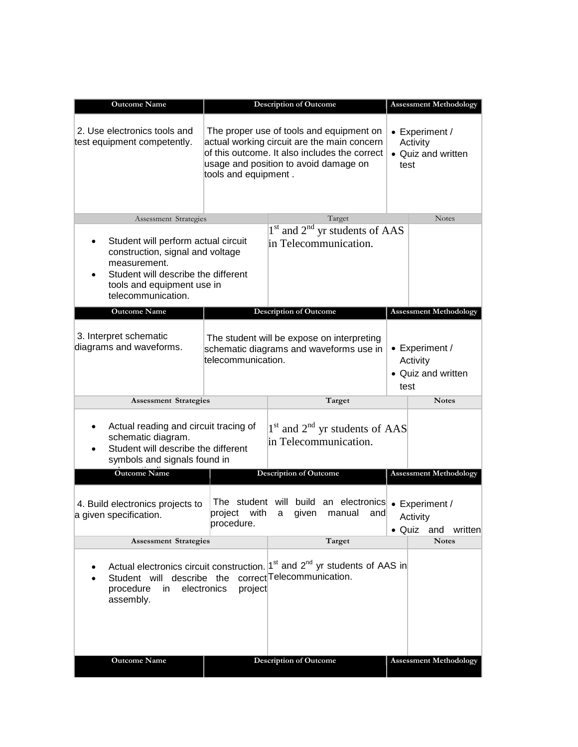| Outcome Name | Description of Outcome | Assessment Methodology |
|---|---|---|
| 2. Use electronics tools and test equipment competently. | The proper use of tools and equipment on actual working circuit are the main concern of this outcome. It also includes the correct usage and position to avoid damage on tools and equipment . | • Experiment / Activity<br>• Quiz and written test |

| Assessment Strategies | Target | Notes |
|---|---|---|
| • Student will perform actual circuit construction, signal and voltage measurement.<br>• Student will describe the different tools and equipment use in telecommunication. | 1st and 2nd yr students of AAS in Telecommunication. | |

| Outcome Name | Description of Outcome | Assessment Methodology |
|---|---|---|
| 3. Interpret schematic diagrams and waveforms. | The student will be expose on interpreting schematic diagrams and waveforms use in telecommunication. | • Experiment / Activity<br>• Quiz and written test |

| Assessment Strategies | Target | Notes |
|---|---|---|
| • Actual reading and circuit tracing of schematic diagram.<br>• Student will describe the different symbols and signals found in | 1st and 2nd yr students of AAS in Telecommunication. | |

| Outcome Name | Description of Outcome | Assessment Methodology |
|---|---|---|
| 4. Build electronics projects to a given specification. | The student will build an electronics project with a given manual and procedure. | • Experiment / Activity<br>• Quiz and written |

| Assessment Strategies | Target | Notes |
|---|---|---|
| • Actual electronics circuit construction.<br>• Student will describe the correct procedure in electronics project assembly. | 1st and 2nd yr students of AAS in Telecommunication. | |

| Outcome Name | Description of Outcome | Assessment Methodology |
|---|---|---|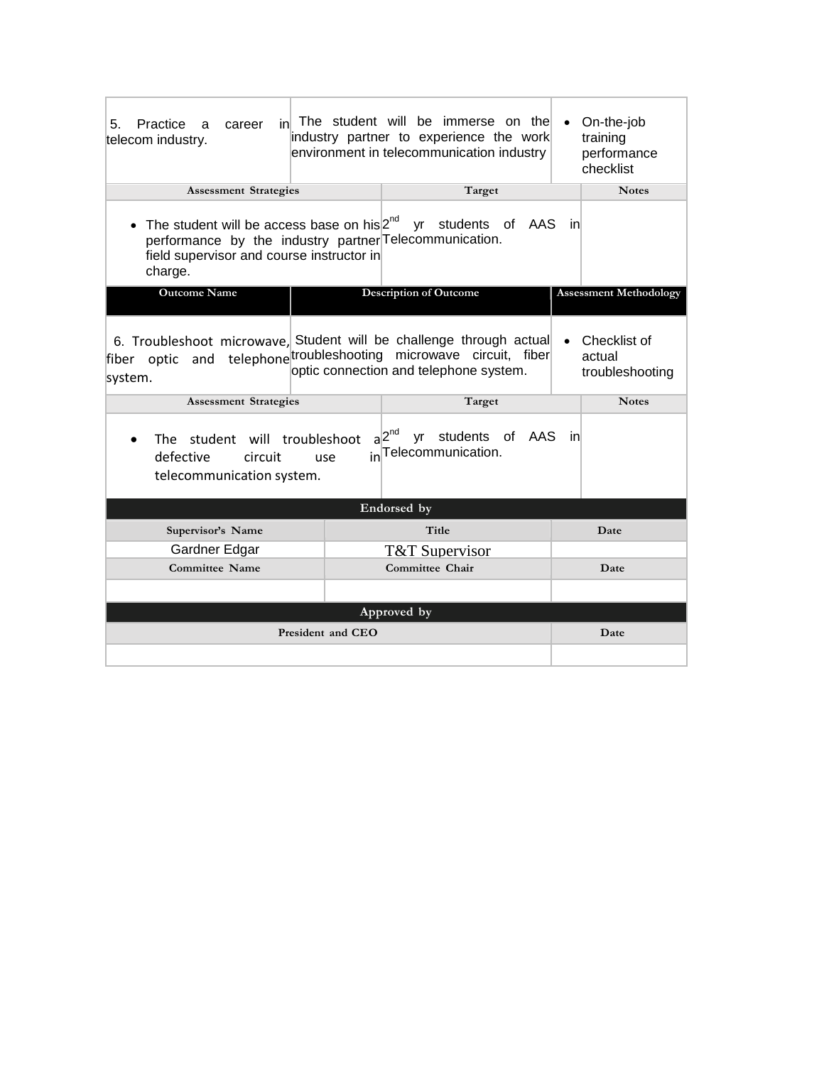| | | |
|---|---|---|
| 5. Practice a career in telecom industry. | The student will be immerse on the industry partner to experience the work environment in telecommunication industry | • On-the-job training performance checklist |

| Assessment Strategies | Target | Notes |
|---|---|---|
| • The student will be access base on his performance by the industry partner field supervisor and course instructor in charge. | 2nd yr students of AAS in Telecommunication. | |

| Outcome Name | Description of Outcome | Assessment Methodology |
|---|---|---|
| 6. Troubleshoot microwave, fiber optic and telephone system. | Student will be challenge through actual troubleshooting microwave circuit, fiber optic connection and telephone system. | • Checklist of actual troubleshooting |

| Assessment Strategies | Target | Notes |
|---|---|---|
| • The student will troubleshoot a defective circuit use in telecommunication system. | 2nd yr students of AAS in Telecommunication. | |

| Endorsed by | | |
|---|---|---|
| Supervisor's Name | Title | Date |
| Gardner Edgar | T&T Supervisor | |
| Committee Name | Committee Chair | Date |
| | | |

| Approved by | |
|---|---|
| President and CEO | Date |
| | |